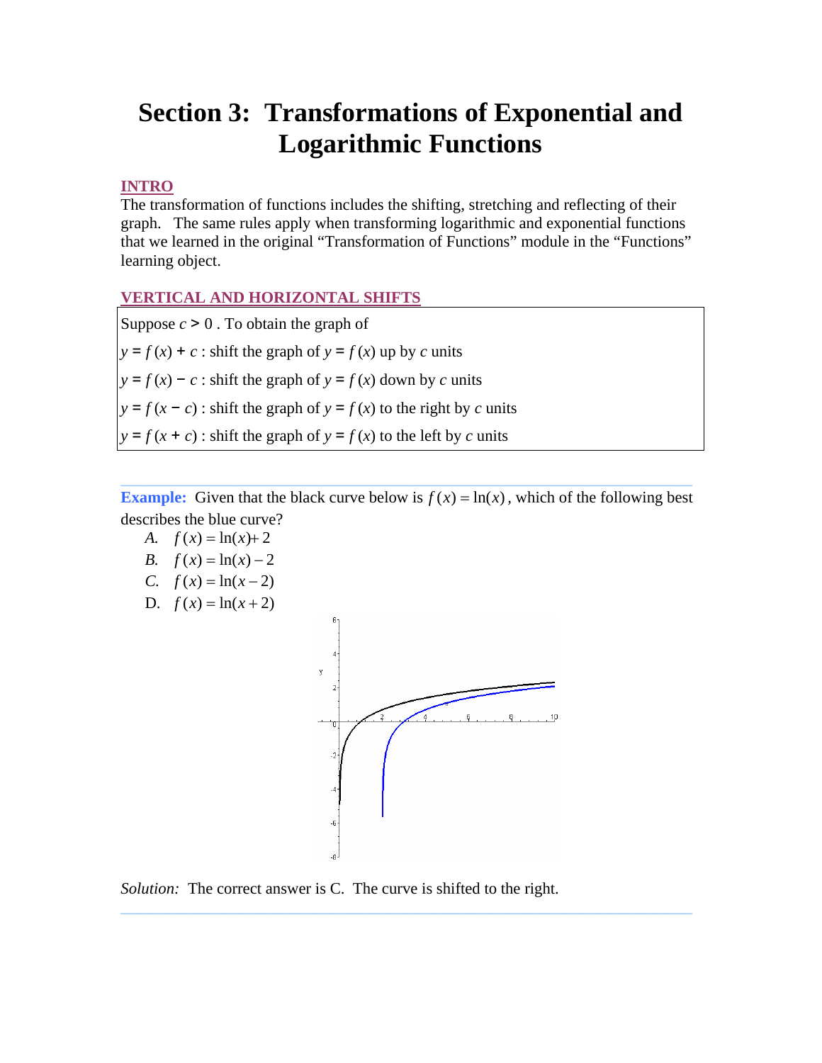# Section 3: Transformations of Exponential and Logarithmic Functions

## INTRO

The transformation of functions includes the shifting, stretching and reflecting of their graph. The same rules apply when transforming logarithmic and exponential functions that we learned in the original "Transformation of Functions" module in the "Functions" learning object.

## VERTICAL AND HORIZONTAL SHIFTS

Suppose $c > 0$ . To obtain the graph of

$y = f(x) + c$ : shift the graph of $y = f(x)$ up by $c$ units

$y = f(x) - c$ : shift the graph of $y = f(x)$ down by $c$ units

$y = f(x - c)$ : shift the graph of $y = f(x)$ to the right by $c$ units

$y = f(x + c)$ : shift the graph of $y = f(x)$ to the left by $c$ units

---

**Example:** Given that the black curve below is $f(x) = \ln(x)$, which of the following best describes the blue curve?

A. $f(x) = \ln(x) + 2$

B. $f(x) = \ln(x) - 2$

C. $f(x) = \ln(x - 2)$

D. $f(x) = \ln(x + 2)$

*Solution:* The correct answer is C. The curve is shifted to the right.

---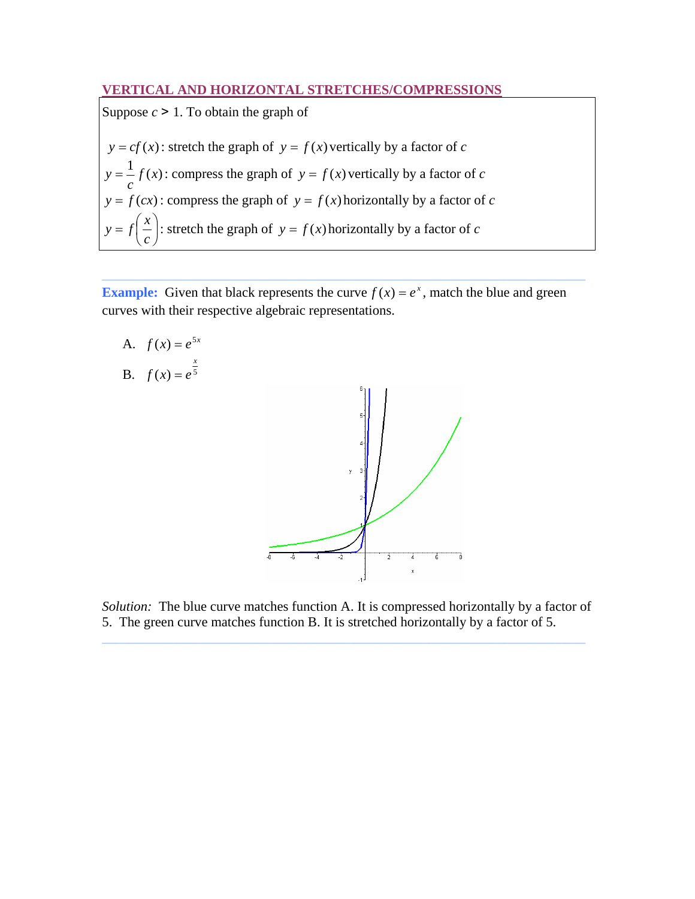## VERTICAL AND HORIZONTAL STRETCHES/COMPRESSIONS

Suppose $c > 1$. To obtain the graph of

$y = cf(x)$: stretch the graph of $y = f(x)$ vertically by a factor of $c$

$y = \frac{1}{c} f(x)$: compress the graph of $y = f(x)$ vertically by a factor of $c$

$y = f(cx)$: compress the graph of $y = f(x)$ horizontally by a factor of $c$

$y = f\left(\frac{x}{c}\right)$: stretch the graph of $y = f(x)$ horizontally by a factor of $c$

---

**Example:** Given that black represents the curve $f(x) = e^x$, match the blue and green curves with their respective algebraic representations.

A. $f(x) = e^{5x}$

B. $f(x) = e^{\frac{x}{5}}$

*Solution:* The blue curve matches function A. It is compressed horizontally by a factor of 5. The green curve matches function B. It is stretched horizontally by a factor of 5.

---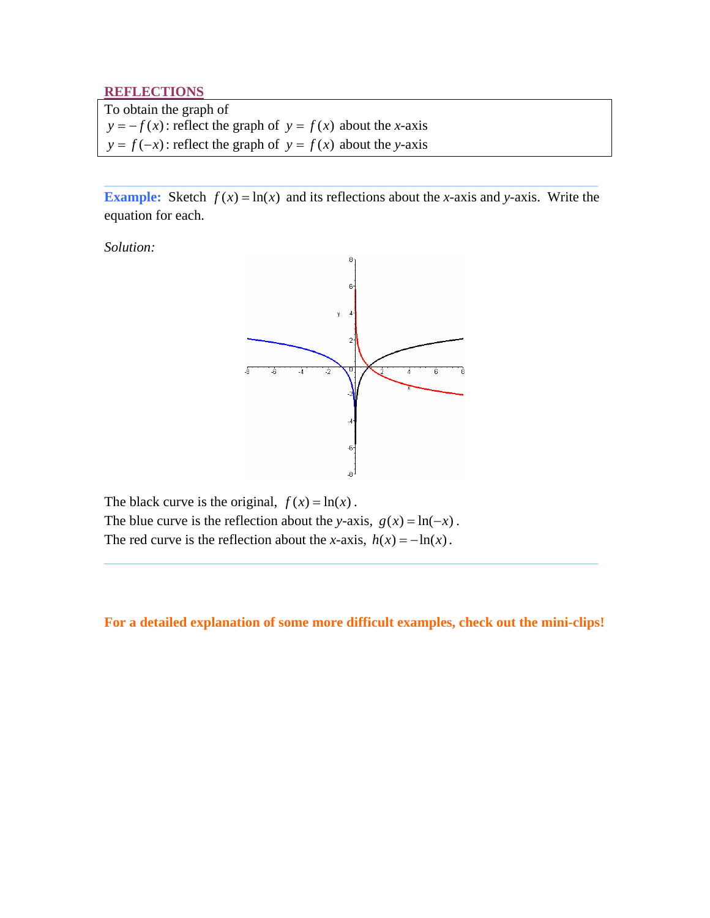## REFLECTIONS

To obtain the graph of
$y = -f(x)$: reflect the graph of $y = f(x)$ about the *x*-axis
$y = f(-x)$: reflect the graph of $y = f(x)$ about the *y*-axis

---

**Example:** Sketch $f(x) = \ln(x)$ and its reflections about the *x*-axis and *y*-axis. Write the equation for each.

*Solution:*

8
6
y 4
2
-8 -6 -4 -2 0 2 4 6 8
x
-2
-4
-6
-8

The black curve is the original, $f(x) = \ln(x)$.
The blue curve is the reflection about the *y*-axis, $g(x) = \ln(-x)$.
The red curve is the reflection about the *x*-axis, $h(x) = -\ln(x)$.

---

**For a detailed explanation of some more difficult examples, check out the mini-clips!**